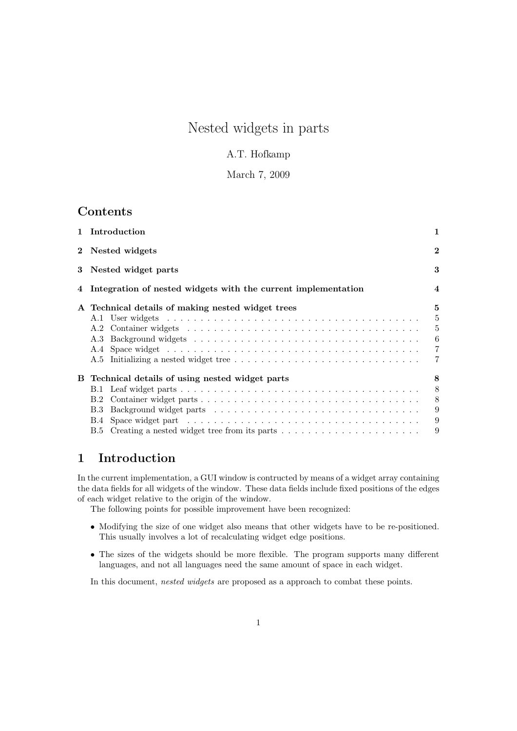# Nested widgets in parts

A.T. Hofkamp

March 7, 2009

## Contents

**1 Introduction** **1**

**2 Nested widgets** **2**

**3 Nested widget parts** **3**

**4 Integration of nested widgets with the current implementation** **4**

**A Technical details of making nested widget trees** **5**

- A.1 User widgets . . . . . . . . . . 5
- A.2 Container widgets . . . . . . . . . . 5
- A.3 Background widgets . . . . . . . . . . 6
- A.4 Space widget . . . . . . . . . . 7
- A.5 Initializing a nested widget tree . . . . . . . . . . 7

**B Technical details of using nested widget parts** **8**

- B.1 Leaf widget parts . . . . . . . . . . 8
- B.2 Container widget parts . . . . . . . . . . 8
- B.3 Background widget parts . . . . . . . . . . 9
- B.4 Space widget part . . . . . . . . . . 9
- B.5 Creating a nested widget tree from its parts . . . . . . . . . . 9

## 1 Introduction

In the current implementation, a GUI window is contructed by means of a widget array containing the data fields for all widgets of the window. These data fields include fixed positions of the edges of each widget relative to the origin of the window.

The following points for possible improvement have been recognized:

- Modifying the size of one widget also means that other widgets have to be re-positioned. This usually involves a lot of recalculating widget edge positions.
- The sizes of the widgets should be more flexible. The program supports many different languages, and not all languages need the same amount of space in each widget.

In this document, *nested widgets* are proposed as a approach to combat these points.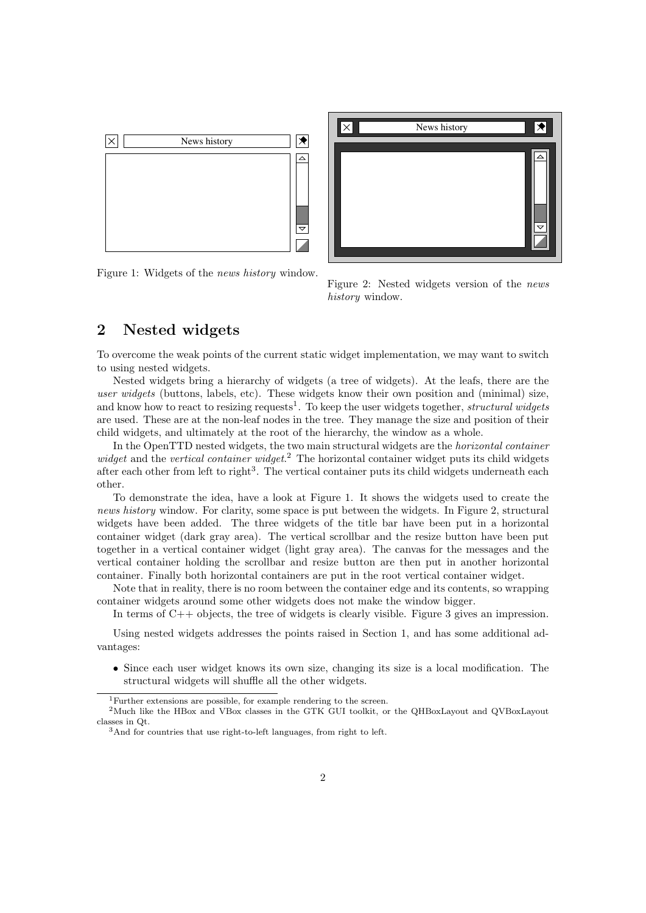Figure 1: Widgets of the *news history* window.

Figure 2: Nested widgets version of the *news history* window.

## 2 Nested widgets

To overcome the weak points of the current static widget implementation, we may want to switch to using nested widgets.

Nested widgets bring a hierarchy of widgets (a tree of widgets). At the leafs, there are the *user widgets* (buttons, labels, etc). These widgets know their own position and (minimal) size, and know how to react to resizing requests[1]. To keep the user widgets together, *structural widgets* are used. These are at the non-leaf nodes in the tree. They manage the size and position of their child widgets, and ultimately at the root of the hierarchy, the window as a whole.

In the OpenTTD nested widgets, the two main structural widgets are the *horizontal container widget* and the *vertical container widget*.[2] The horizontal container widget puts its child widgets after each other from left to right[3]. The vertical container puts its child widgets underneath each other.

To demonstrate the idea, have a look at Figure 1. It shows the widgets used to create the *news history* window. For clarity, some space is put between the widgets. In Figure 2, structural widgets have been added. The three widgets of the title bar have been put in a horizontal container widget (dark gray area). The vertical scrollbar and the resize button have been put together in a vertical container widget (light gray area). The canvas for the messages and the vertical container holding the scrollbar and resize button are then put in another horizontal container. Finally both horizontal containers are put in the root vertical container widget.

Note that in reality, there is no room between the container edge and its contents, so wrapping container widgets around some other widgets does not make the window bigger.

In terms of C++ objects, the tree of widgets is clearly visible. Figure 3 gives an impression.

Using nested widgets addresses the points raised in Section 1, and has some additional advantages:

- Since each user widget knows its own size, changing its size is a local modification. The structural widgets will shuffle all the other widgets.

[1] Further extensions are possible, for example rendering to the screen.

[2] Much like the HBox and VBox classes in the GTK GUI toolkit, or the QHBoxLayout and QVBoxLayout classes in Qt.

[3] And for countries that use right-to-left languages, from right to left.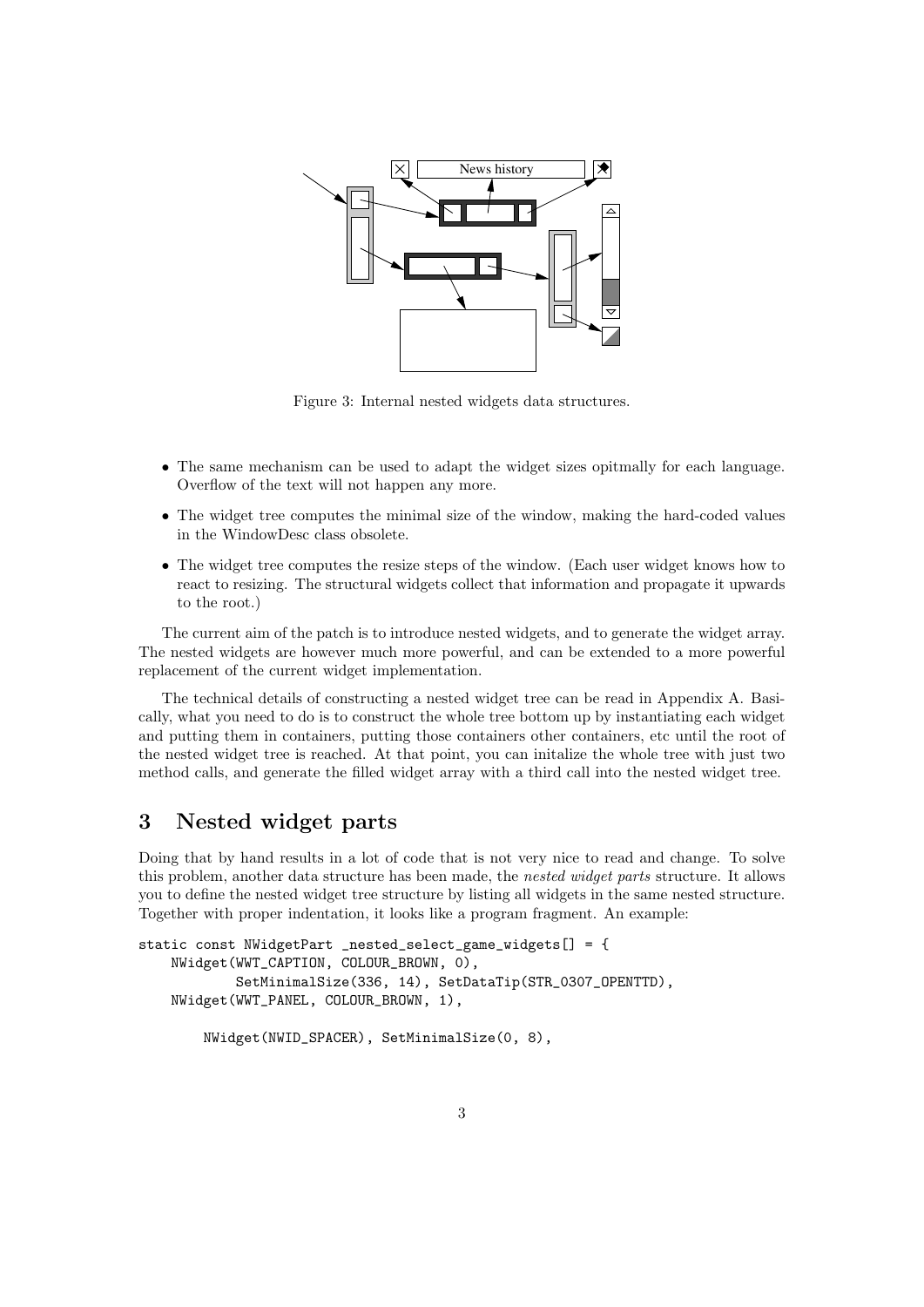Figure 3: Internal nested widgets data structures.

- The same mechanism can be used to adapt the widget sizes opitmally for each language. Overflow of the text will not happen any more.
- The widget tree computes the minimal size of the window, making the hard-coded values in the WindowDesc class obsolete.
- The widget tree computes the resize steps of the window. (Each user widget knows how to react to resizing. The structural widgets collect that information and propagate it upwards to the root.)

The current aim of the patch is to introduce nested widgets, and to generate the widget array. The nested widgets are however much more powerful, and can be extended to a more powerful replacement of the current widget implementation.

The technical details of constructing a nested widget tree can be read in Appendix A. Basically, what you need to do is to construct the whole tree bottom up by instantiating each widget and putting them in containers, putting those containers other containers, etc until the root of the nested widget tree is reached. At that point, you can initalize the whole tree with just two method calls, and generate the filled widget array with a third call into the nested widget tree.

## 3 Nested widget parts

Doing that by hand results in a lot of code that is not very nice to read and change. To solve this problem, another data structure has been made, the *nested widget parts* structure. It allows you to define the nested widget tree structure by listing all widgets in the same nested structure. Together with proper indentation, it looks like a program fragment. An example:

```
static const NWidgetPart _nested_select_game_widgets[] = {
    NWidget(WWT_CAPTION, COLOUR_BROWN, 0),
            SetMinimalSize(336, 14), SetDataTip(STR_0307_OPENTTD),
    NWidget(WWT_PANEL, COLOUR_BROWN, 1),

        NWidget(NWID_SPACER), SetMinimalSize(0, 8),
```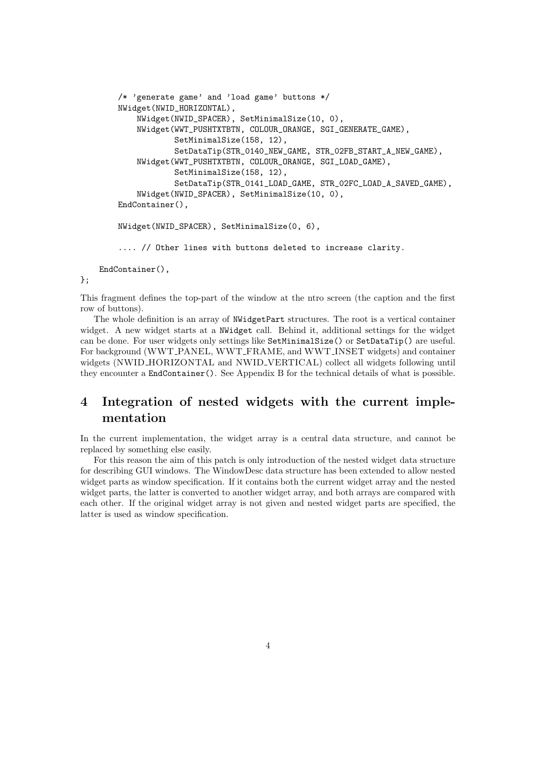```
        /* 'generate game' and 'load game' buttons */
        NWidget(NWID_HORIZONTAL),
            NWidget(NWID_SPACER), SetMinimalSize(10, 0),
            NWidget(WWT_PUSHTXTBTN, COLOUR_ORANGE, SGI_GENERATE_GAME),
                    SetMinimalSize(158, 12),
                    SetDataTip(STR_0140_NEW_GAME, STR_02FB_START_A_NEW_GAME),
            NWidget(WWT_PUSHTXTBTN, COLOUR_ORANGE, SGI_LOAD_GAME),
                    SetMinimalSize(158, 12),
                    SetDataTip(STR_0141_LOAD_GAME, STR_02FC_LOAD_A_SAVED_GAME),
            NWidget(NWID_SPACER), SetMinimalSize(10, 0),
        EndContainer(),

        NWidget(NWID_SPACER), SetMinimalSize(0, 6),

        .... // Other lines with buttons deleted to increase clarity.

    EndContainer(),
};
```

This fragment defines the top-part of the window at the ntro screen (the caption and the first row of buttons).

The whole definition is an array of `NWidgetPart` structures. The root is a vertical container widget. A new widget starts at a `NWidget` call. Behind it, additional settings for the widget can be done. For user widgets only settings like `SetMinimalSize()` or `SetDataTip()` are useful. For background (WWT_PANEL, WWT_FRAME, and WWT_INSET widgets) and container widgets (NWID_HORIZONTAL and NWID_VERTICAL) collect all widgets following until they encounter a `EndContainer()`. See Appendix B for the technical details of what is possible.

## 4 Integration of nested widgets with the current implementation

In the current implementation, the widget array is a central data structure, and cannot be replaced by something else easily.

For this reason the aim of this patch is only introduction of the nested widget data structure for describing GUI windows. The WindowDesc data structure has been extended to allow nested widget parts as window specification. If it contains both the current widget array and the nested widget parts, the latter is converted to another widget array, and both arrays are compared with each other. If the original widget array is not given and nested widget parts are specified, the latter is used as window specification.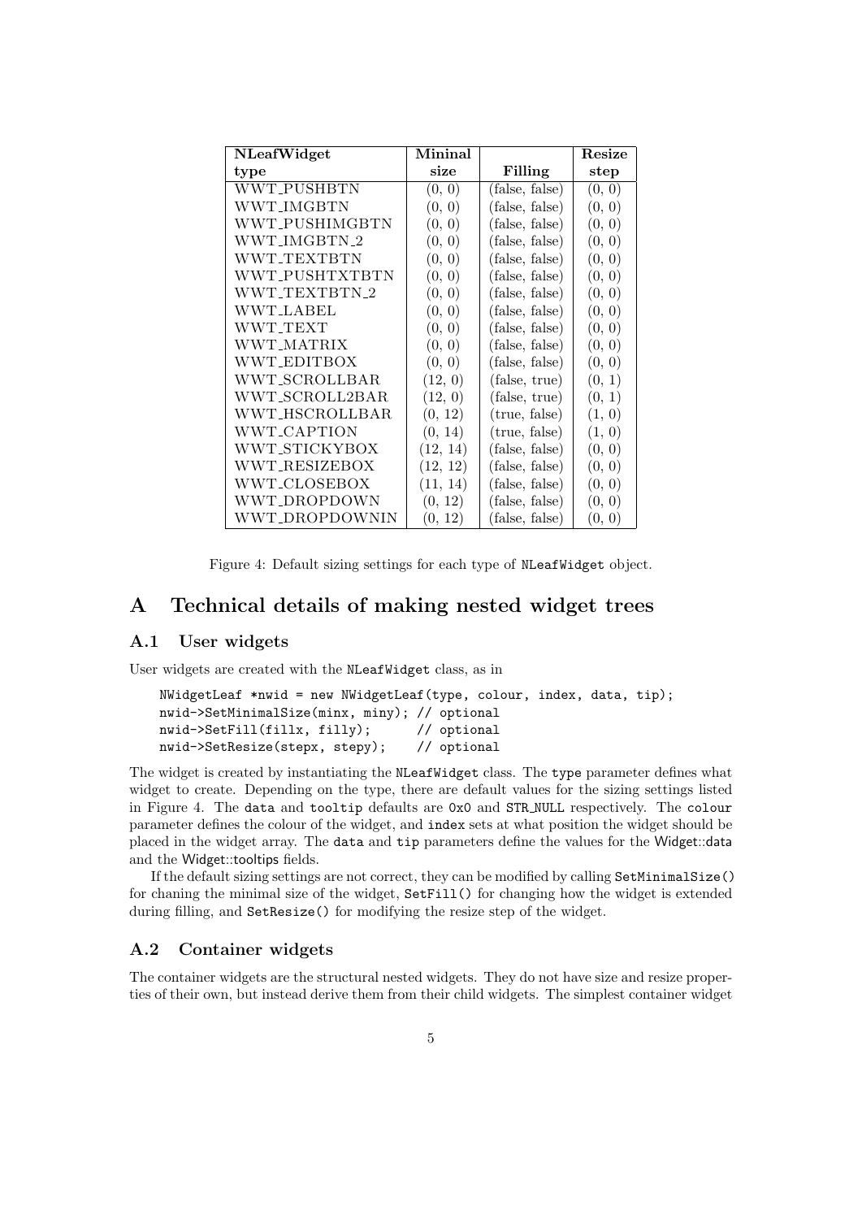| NLeafWidget type | Mininal size | Filling | Resize step |
|---|---|---|---|
| WWT_PUSHBTN | (0, 0) | (false, false) | (0, 0) |
| WWT_IMGBTN | (0, 0) | (false, false) | (0, 0) |
| WWT_PUSHIMGBTN | (0, 0) | (false, false) | (0, 0) |
| WWT_IMGBTN_2 | (0, 0) | (false, false) | (0, 0) |
| WWT_TEXTBTN | (0, 0) | (false, false) | (0, 0) |
| WWT_PUSHTXTBTN | (0, 0) | (false, false) | (0, 0) |
| WWT_TEXTBTN_2 | (0, 0) | (false, false) | (0, 0) |
| WWT_LABEL | (0, 0) | (false, false) | (0, 0) |
| WWT_TEXT | (0, 0) | (false, false) | (0, 0) |
| WWT_MATRIX | (0, 0) | (false, false) | (0, 0) |
| WWT_EDITBOX | (0, 0) | (false, false) | (0, 0) |
| WWT_SCROLLBAR | (12, 0) | (false, true) | (0, 1) |
| WWT_SCROLL2BAR | (12, 0) | (false, true) | (0, 1) |
| WWT_HSCROLLBAR | (0, 12) | (true, false) | (1, 0) |
| WWT_CAPTION | (0, 14) | (true, false) | (1, 0) |
| WWT_STICKYBOX | (12, 14) | (false, false) | (0, 0) |
| WWT_RESIZEBOX | (12, 12) | (false, false) | (0, 0) |
| WWT_CLOSEBOX | (11, 14) | (false, false) | (0, 0) |
| WWT_DROPDOWN | (0, 12) | (false, false) | (0, 0) |
| WWT_DROPDOWNIN | (0, 12) | (false, false) | (0, 0) |

Figure 4: Default sizing settings for each type of `NLeafWidget` object.

# A Technical details of making nested widget trees

## A.1 User widgets

User widgets are created with the `NLeafWidget` class, as in

```
NWidgetLeaf *nwid = new NWidgetLeaf(type, colour, index, data, tip);
nwid->SetMinimalSize(minx, miny); // optional
nwid->SetFill(fillx, filly);      // optional
nwid->SetResize(stepx, stepy);    // optional
```

The widget is created by instantiating the `NLeafWidget` class. The `type` parameter defines what widget to create. Depending on the type, there are default values for the sizing settings listed in Figure 4. The `data` and `tooltip` defaults are `0x0` and `STR_NULL` respectively. The `colour` parameter defines the colour of the widget, and `index` sets at what position the widget should be placed in the widget array. The `data` and `tip` parameters define the values for the Widget::data and the Widget::tooltips fields.

If the default sizing settings are not correct, they can be modified by calling `SetMinimalSize()` for chaning the minimal size of the widget, `SetFill()` for changing how the widget is extended during filling, and `SetResize()` for modifying the resize step of the widget.

## A.2 Container widgets

The container widgets are the structural nested widgets. They do not have size and resize properties of their own, but instead derive them from their child widgets. The simplest container widget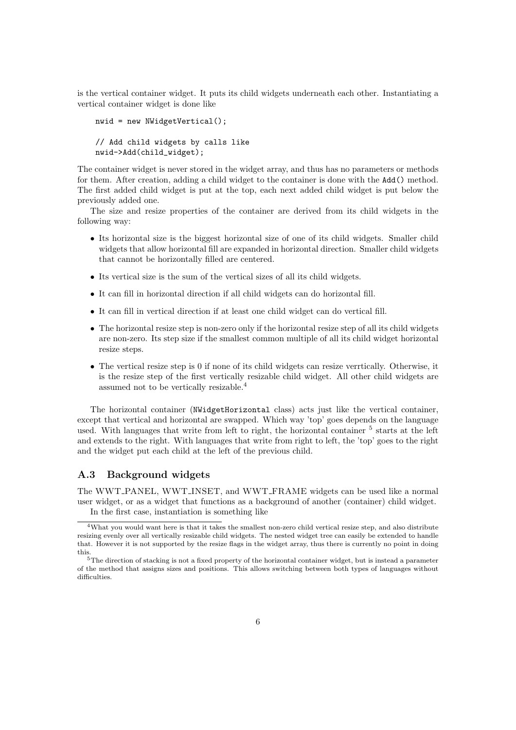is the vertical container widget. It puts its child widgets underneath each other. Instantiating a vertical container widget is done like

```
nwid = new NWidgetVertical();

// Add child widgets by calls like
nwid->Add(child_widget);
```

The container widget is never stored in the widget array, and thus has no parameters or methods for them. After creation, adding a child widget to the container is done with the `Add()` method. The first added child widget is put at the top, each next added child widget is put below the previously added one.

The size and resize properties of the container are derived from its child widgets in the following way:

- Its horizontal size is the biggest horizontal size of one of its child widgets. Smaller child widgets that allow horizontal fill are expanded in horizontal direction. Smaller child widgets that cannot be horizontally filled are centered.
- Its vertical size is the sum of the vertical sizes of all its child widgets.
- It can fill in horizontal direction if all child widgets can do horizontal fill.
- It can fill in vertical direction if at least one child widget can do vertical fill.
- The horizontal resize step is non-zero only if the horizontal resize step of all its child widgets are non-zero. Its step size if the smallest common multiple of all its child widget horizontal resize steps.
- The vertical resize step is 0 if none of its child widgets can resize verrtically. Otherwise, it is the resize step of the first vertically resizable child widget. All other child widgets are assumed not to be vertically resizable.[4]

The horizontal container (`NWidgetHorizontal` class) acts just like the vertical container, except that vertical and horizontal are swapped. Which way 'top' goes depends on the language used. With languages that write from left to right, the horizontal container [5] starts at the left and extends to the right. With languages that write from right to left, the 'top' goes to the right and the widget put each child at the left of the previous child.

### A.3 Background widgets

The WWT_PANEL, WWT_INSET, and WWT_FRAME widgets can be used like a normal user widget, or as a widget that functions as a background of another (container) child widget.

In the first case, instantiation is something like

---

[4] What you would want here is that it takes the smallest non-zero child vertical resize step, and also distribute resizing evenly over all vertically resizable child widgets. The nested widget tree can easily be extended to handle that. However it is not supported by the resize flags in the widget array, thus there is currently no point in doing this.

[5] The direction of stacking is not a fixed property of the horizontal container widget, but is instead a parameter of the method that assigns sizes and positions. This allows switching between both types of languages without difficulties.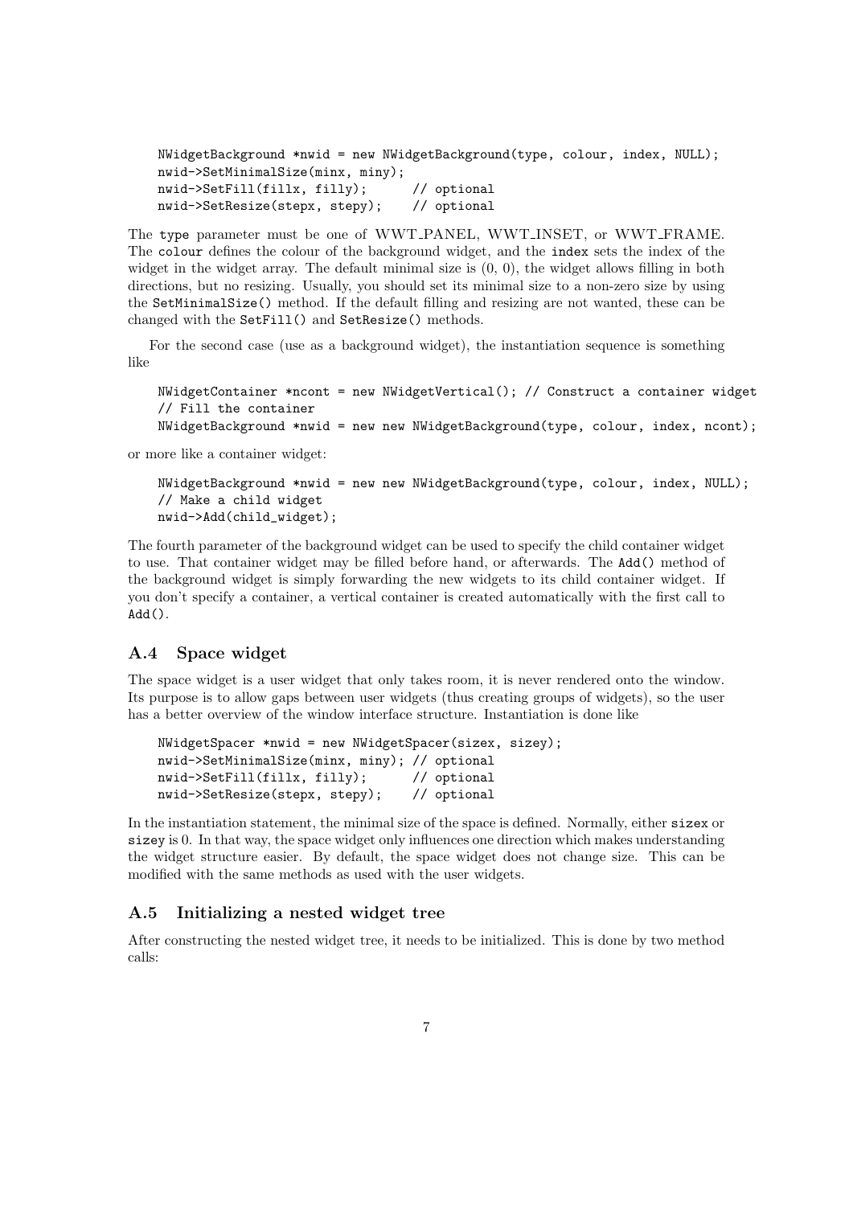```
NWidgetBackground *nwid = new NWidgetBackground(type, colour, index, NULL);
nwid->SetMinimalSize(minx, miny);
nwid->SetFill(fillx, filly);      // optional
nwid->SetResize(stepx, stepy);    // optional
```

The `type` parameter must be one of WWT_PANEL, WWT_INSET, or WWT_FRAME. The `colour` defines the colour of the background widget, and the `index` sets the index of the widget in the widget array. The default minimal size is (0, 0), the widget allows filling in both directions, but no resizing. Usually, you should set its minimal size to a non-zero size by using the `SetMinimalSize()` method. If the default filling and resizing are not wanted, these can be changed with the `SetFill()` and `SetResize()` methods.

For the second case (use as a background widget), the instantiation sequence is something like

```
NWidgetContainer *ncont = new NWidgetVertical(); // Construct a container widget
// Fill the container
NWidgetBackground *nwid = new new NWidgetBackground(type, colour, index, ncont);
```

or more like a container widget:

```
NWidgetBackground *nwid = new new NWidgetBackground(type, colour, index, NULL);
// Make a child widget
nwid->Add(child_widget);
```

The fourth parameter of the background widget can be used to specify the child container widget to use. That container widget may be filled before hand, or afterwards. The `Add()` method of the background widget is simply forwarding the new widgets to its child container widget. If you don't specify a container, a vertical container is created automatically with the first call to `Add()`.

## A.4 Space widget

The space widget is a user widget that only takes room, it is never rendered onto the window. Its purpose is to allow gaps between user widgets (thus creating groups of widgets), so the user has a better overview of the window interface structure. Instantiation is done like

```
NWidgetSpacer *nwid = new NWidgetSpacer(sizex, sizey);
nwid->SetMinimalSize(minx, miny); // optional
nwid->SetFill(fillx, filly);      // optional
nwid->SetResize(stepx, stepy);    // optional
```

In the instantiation statement, the minimal size of the space is defined. Normally, either `sizex` or `sizey` is 0. In that way, the space widget only influences one direction which makes understanding the widget structure easier. By default, the space widget does not change size. This can be modified with the same methods as used with the user widgets.

## A.5 Initializing a nested widget tree

After constructing the nested widget tree, it needs to be initialized. This is done by two method calls: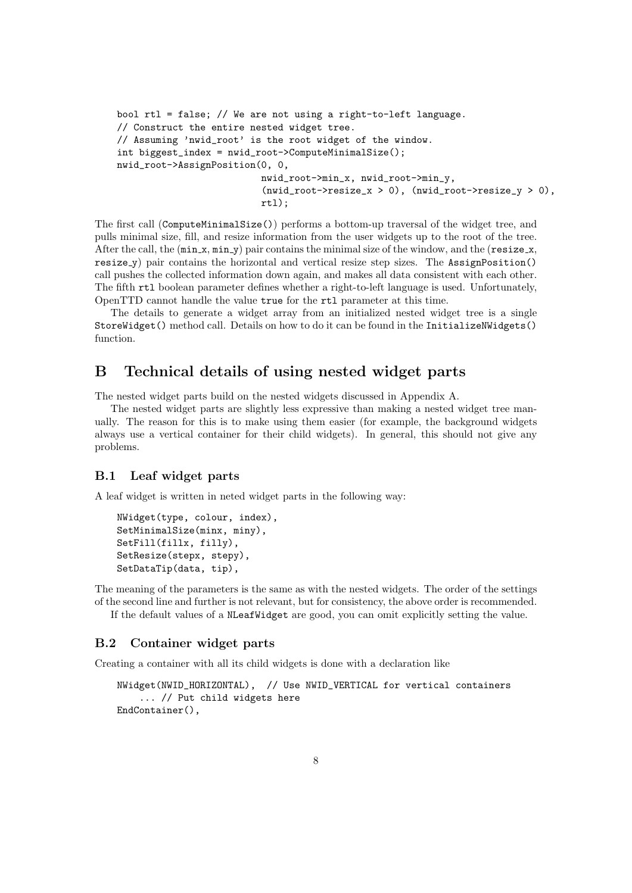```
bool rtl = false; // We are not using a right-to-left language.
// Construct the entire nested widget tree.
// Assuming 'nwid_root' is the root widget of the window.
int biggest_index = nwid_root->ComputeMinimalSize();
nwid_root->AssignPosition(0, 0,
                          nwid_root->min_x, nwid_root->min_y,
                          (nwid_root->resize_x > 0), (nwid_root->resize_y > 0),
                          rtl);
```

The first call (`ComputeMinimalSize()`) performs a bottom-up traversal of the widget tree, and pulls minimal size, fill, and resize information from the user widgets up to the root of the tree. After the call, the (`min_x`, `min_y`) pair contains the minimal size of the window, and the (`resize_x`, `resize_y`) pair contains the horizontal and vertical resize step sizes. The `AssignPosition()` call pushes the collected information down again, and makes all data consistent with each other. The fifth `rtl` boolean parameter defines whether a right-to-left language is used. Unfortunately, OpenTTD cannot handle the value `true` for the `rtl` parameter at this time.

The details to generate a widget array from an initialized nested widget tree is a single `StoreWidget()` method call. Details on how to do it can be found in the `InitializeNWidgets()` function.

# B Technical details of using nested widget parts

The nested widget parts build on the nested widgets discussed in Appendix A.

The nested widget parts are slightly less expressive than making a nested widget tree manually. The reason for this is to make using them easier (for example, the background widgets always use a vertical container for their child widgets). In general, this should not give any problems.

## B.1 Leaf widget parts

A leaf widget is written in neted widget parts in the following way:

```
NWidget(type, colour, index),
SetMinimalSize(minx, miny),
SetFill(fillx, filly),
SetResize(stepx, stepy),
SetDataTip(data, tip),
```

The meaning of the parameters is the same as with the nested widgets. The order of the settings of the second line and further is not relevant, but for consistency, the above order is recommended.

If the default values of a `NLeafWidget` are good, you can omit explicitly setting the value.

## B.2 Container widget parts

Creating a container with all its child widgets is done with a declaration like

```
NWidget(NWID_HORIZONTAL),  // Use NWID_VERTICAL for vertical containers
    ... // Put child widgets here
EndContainer(),
```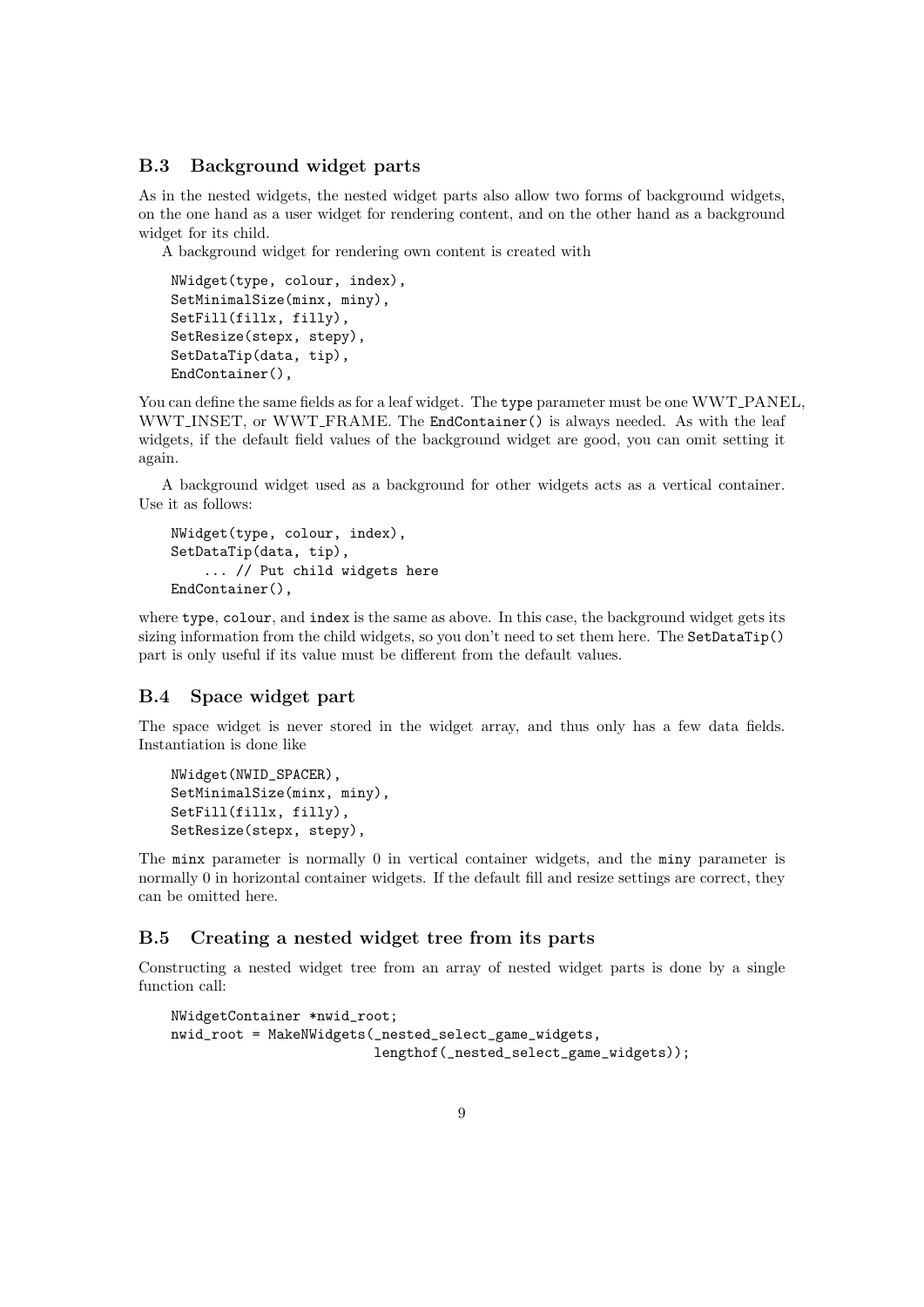### B.3 Background widget parts

As in the nested widgets, the nested widget parts also allow two forms of background widgets, on the one hand as a user widget for rendering content, and on the other hand as a background widget for its child.

A background widget for rendering own content is created with

```
NWidget(type, colour, index),
SetMinimalSize(minx, miny),
SetFill(fillx, filly),
SetResize(stepx, stepy),
SetDataTip(data, tip),
EndContainer(),
```

You can define the same fields as for a leaf widget. The `type` parameter must be one WWT_PANEL, WWT_INSET, or WWT_FRAME. The `EndContainer()` is always needed. As with the leaf widgets, if the default field values of the background widget are good, you can omit setting it again.

A background widget used as a background for other widgets acts as a vertical container. Use it as follows:

```
NWidget(type, colour, index),
SetDataTip(data, tip),
    ... // Put child widgets here
EndContainer(),
```

where `type`, `colour`, and `index` is the same as above. In this case, the background widget gets its sizing information from the child widgets, so you don't need to set them here. The `SetDataTip()` part is only useful if its value must be different from the default values.

### B.4 Space widget part

The space widget is never stored in the widget array, and thus only has a few data fields. Instantiation is done like

```
NWidget(NWID_SPACER),
SetMinimalSize(minx, miny),
SetFill(fillx, filly),
SetResize(stepx, stepy),
```

The `minx` parameter is normally 0 in vertical container widgets, and the `miny` parameter is normally 0 in horizontal container widgets. If the default fill and resize settings are correct, they can be omitted here.

### B.5 Creating a nested widget tree from its parts

Constructing a nested widget tree from an array of nested widget parts is done by a single function call:

```
NWidgetContainer *nwid_root;
nwid_root = MakeNWidgets(_nested_select_game_widgets,
                         lengthof(_nested_select_game_widgets));
```